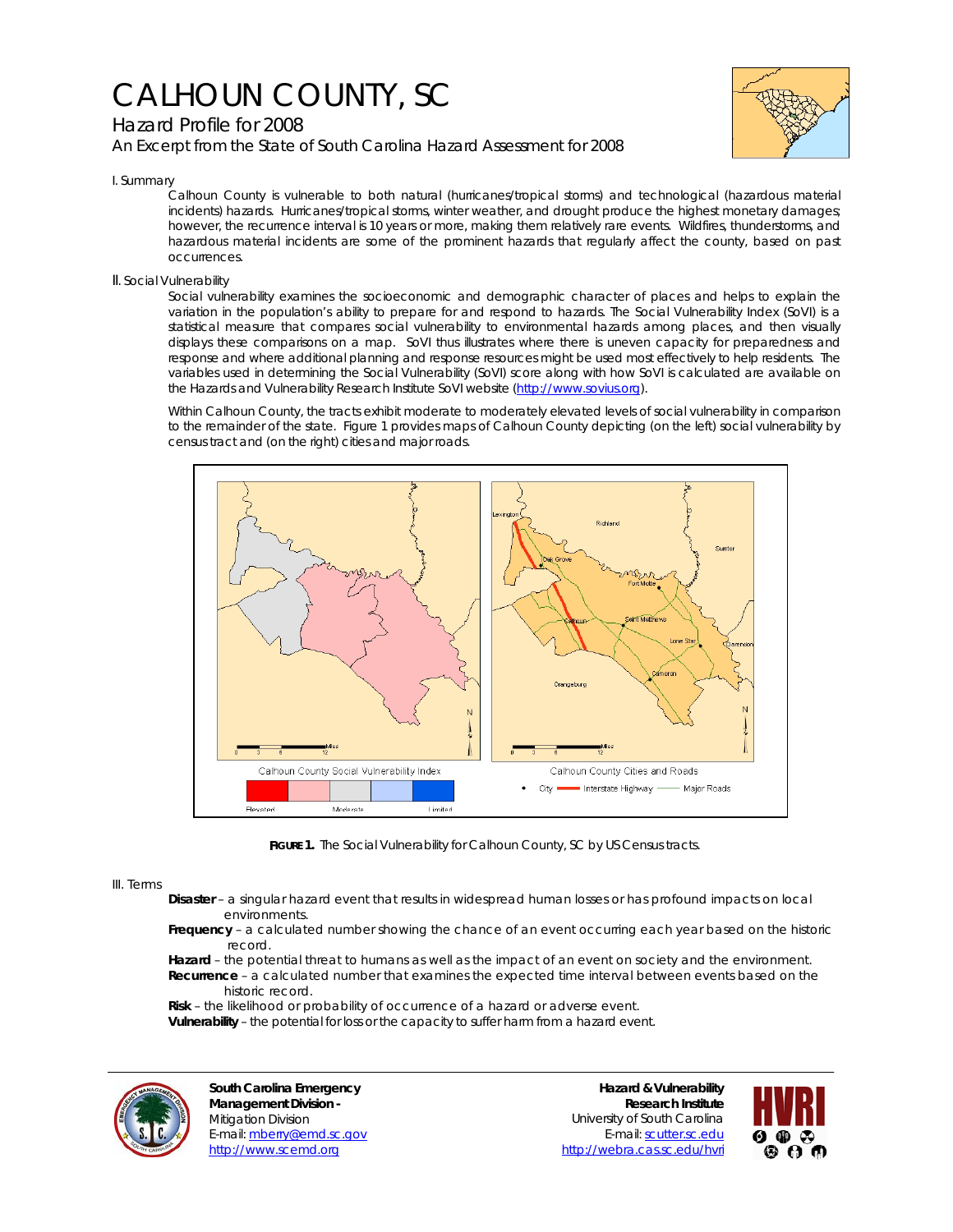# CALHOUN COUNTY, SC

## Hazard Profile for 2008

### An Excerpt from the State of South Carolina Hazard Assessment for 2008

I. Summary

Calhoun County is vulnerable to both natural (hurricanes/tropical storms) and technological (hazardous material incidents) hazards. Hurricanes/tropical storms, winter weather, and drought produce the highest monetary damages; however, the recurrence interval is 10 years or more, making them relatively rare events. Wildfires, thunderstorms, and hazardous material incidents are some of the prominent hazards that regularly affect the county, based on past occurrences.

II. Social Vulnerability

Social vulnerability examines the socioeconomic and demographic character of places and helps to explain the variation in the population's ability to prepare for and respond to hazards. The Social Vulnerability Index (SoVI) is a statistical measure that compares social vulnerability to environmental hazards among places, and then visually displays these comparisons on a map. SoVI thus illustrates where there is uneven capacity for preparedness and response and where additional planning and response resources might be used most effectively to help residents. The variables used in determining the Social Vulnerability (SoVI) score along with how SoVI is calculated are available on the Hazards and Vulnerability Research Institute SoVI website (http://www.sovius.org).

Within Calhoun County, the tracts exhibit moderate to moderately elevated levels of social vulnerability in comparison to the remainder of the state. Figure 1 provides maps of Calhoun County depicting (on the left) social vulnerability by census tract and (on the right) cities and major roads.

**FIGURE 1.** The Social Vulnerability for Calhoun County, SC by US Census tracts.

III. Terms

**Disaster** – a singular hazard event that results in widespread human losses or has profound impacts on local environments.

**Frequency** – a calculated number showing the chance of an event occurring each year based on the historic record.

**Hazard** – the potential threat to humans as well as the impact of an event on society and the environment.

**Recurrence** – a calculated number that examines the expected time interval between events based on the historic record.

**Risk** – the likelihood or probability of occurrence of a hazard or adverse event.

**Vulnerability** – the potential for loss or the capacity to suffer harm from a hazard event.

**South Carolina Emergency Management Division -**
Mitigation Division
E-mail: mberry@emd.sc.gov
http://www.scemd.org

**Hazard & Vulnerability Research Institute**
University of South Carolina
E-mail: scutter.sc.edu
http://webra.cas.sc.edu/hvri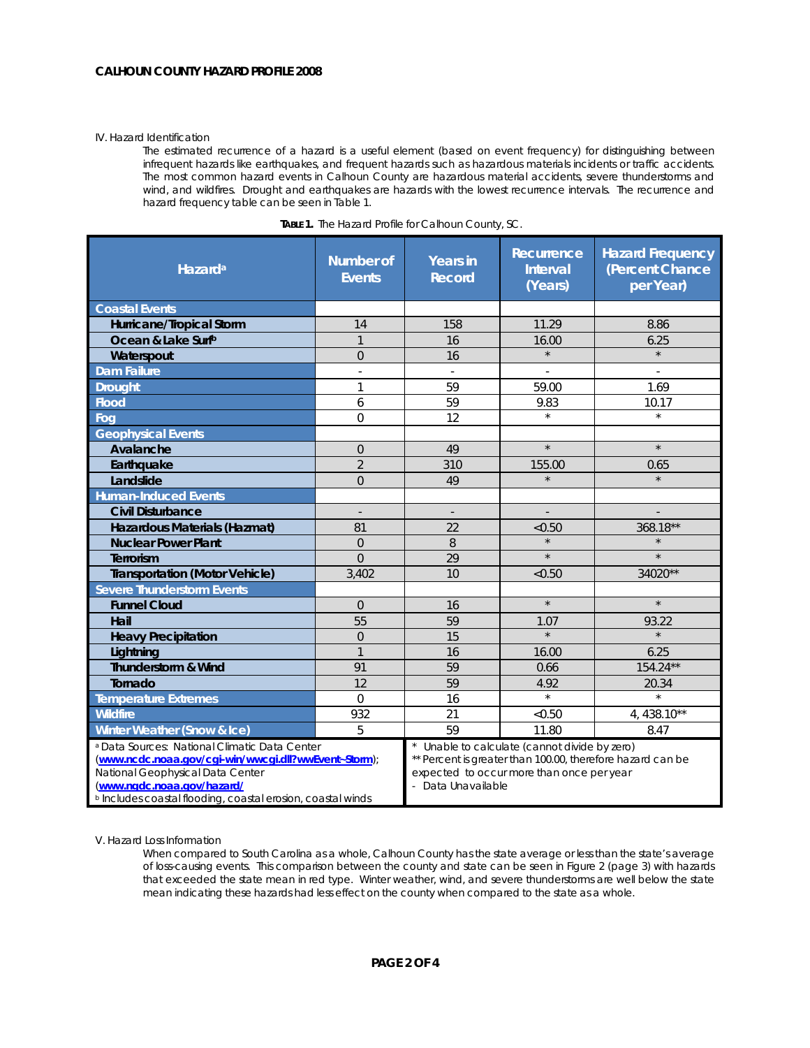IV. Hazard Identification

The estimated recurrence of a hazard is a useful element (based on event frequency) for distinguishing between infrequent hazards like earthquakes, and frequent hazards such as hazardous materials incidents or traffic accidents. The most common hazard events in Calhoun County are hazardous material accidents, severe thunderstorms and wind, and wildfires. Drought and earthquakes are hazards with the lowest recurrence intervals. The recurrence and hazard frequency table can be seen in Table 1.

**TABLE 1.** The Hazard Profile for Calhoun County, SC.

| Hazard[a] | Number of Events | Years in Record | Recurrence Interval (Years) | Hazard Frequency (Percent Chance per Year) |
|---|---|---|---|---|
| **Coastal Events** | | | | |
| Hurricane/Tropical Storm | 14 | 158 | 11.29 | 8.86 |
| Ocean & Lake Surf[b] | 1 | 16 | 16.00 | 6.25 |
| Waterspout | 0 | 16 | * | * |
| **Dam Failure** | - | - | - | - |
| **Drought** | 1 | 59 | 59.00 | 1.69 |
| **Flood** | 6 | 59 | 9.83 | 10.17 |
| **Fog** | 0 | 12 | * | * |
| **Geophysical Events** | | | | |
| Avalanche | 0 | 49 | * | * |
| Earthquake | 2 | 310 | 155.00 | 0.65 |
| Landslide | 0 | 49 | * | * |
| **Human-Induced Events** | | | | |
| Civil Disturbance | - | - | - | - |
| Hazardous Materials (Hazmat) | 81 | 22 | <0.50 | 368.18** |
| Nuclear Power Plant | 0 | 8 | * | * |
| Terrorism | 0 | 29 | * | * |
| Transportation (Motor Vehicle) | 3,402 | 10 | <0.50 | 34020** |
| **Severe Thunderstorm Events** | | | | |
| Funnel Cloud | 0 | 16 | * | * |
| Hail | 55 | 59 | 1.07 | 93.22 |
| Heavy Precipitation | 0 | 15 | * | * |
| Lightning | 1 | 16 | 16.00 | 6.25 |
| Thunderstorm & Wind | 91 | 59 | 0.66 | 154.24** |
| Tornado | 12 | 59 | 4.92 | 20.34 |
| **Temperature Extremes** | 0 | 16 | * | * |
| **Wildfire** | 932 | 21 | <0.50 | 4, 438.10** |
| **Winter Weather (Snow & Ice)** | 5 | 59 | 11.80 | 8.47 |

[a] Data Sources: National Climatic Data Center (www.ncdc.noaa.gov/cgi-win/wwcgi.dll?wwEvent~Storm); National Geophysical Data Center (www.ngdc.noaa.gov/hazard/)
[b] Includes coastal flooding, coastal erosion, coastal winds

\* Unable to calculate (cannot divide by zero)
** Percent is greater than 100.00, therefore hazard can be expected to occur more than once per year
\- Data Unavailable

V. Hazard Loss Information

When compared to South Carolina as a whole, Calhoun County has the state average or less than the state's average of loss-causing events. This comparison between the county and state can be seen in Figure 2 (page 3) with hazards that exceeded the state mean in red type. Winter weather, wind, and severe thunderstorms are well below the state mean indicating these hazards had less effect on the county when compared to the state as a whole.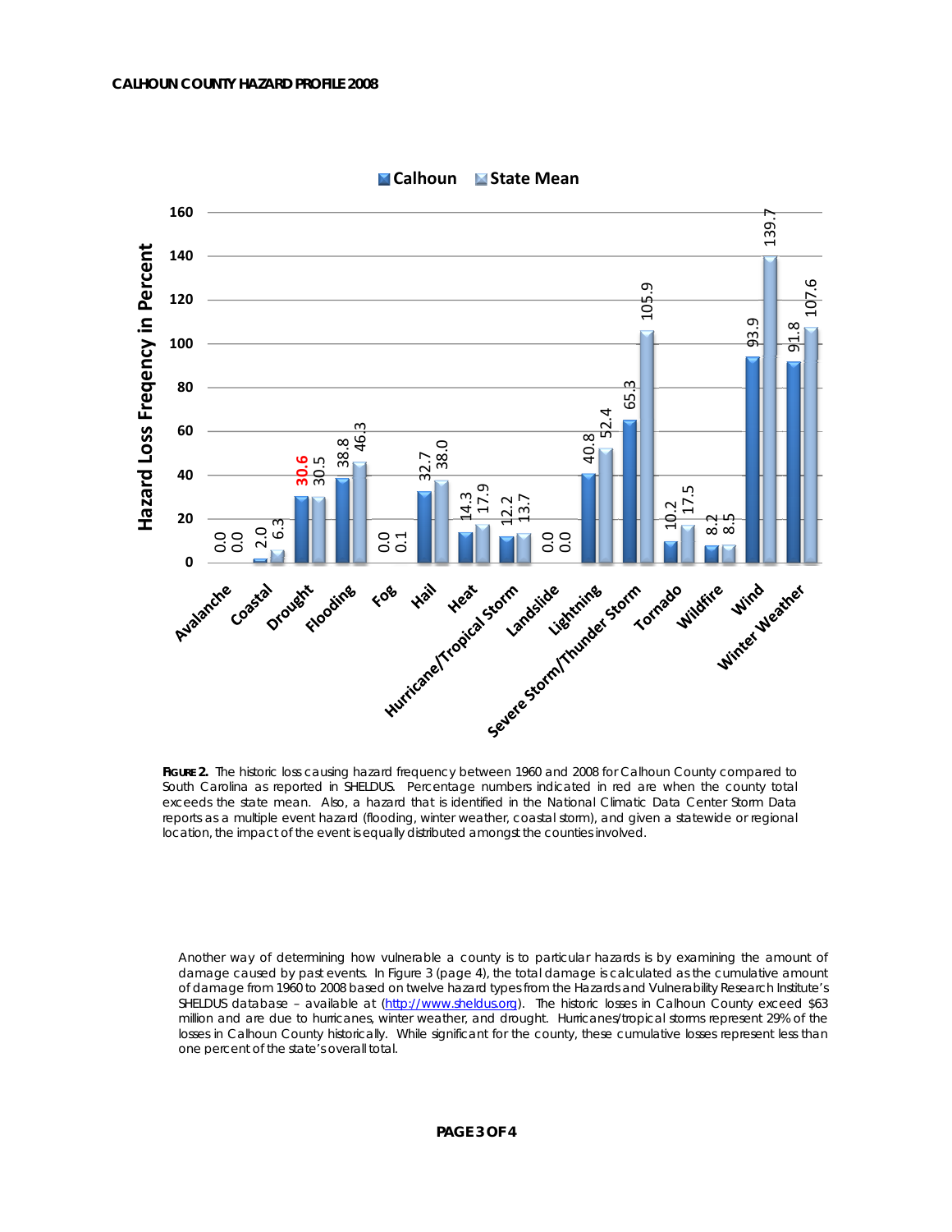| Hazard | Calhoun | State Mean |
| --- | --- | --- |
| Avalanche | 0.0 | 0.0 |
| Coastal | 2.0 | 6.3 |
| Drought | **30.6** | 30.5 |
| Flooding | 38.8 | 46.3 |
| Fog | 0.0 | 0.1 |
| Hail | 32.7 | 38.0 |
| Heat | 14.3 | 17.9 |
| Hurricane/Tropical Storm | 12.2 | 13.7 |
| Landslide | 0.0 | 0.0 |
| Lightning | 40.8 | 52.4 |
| Severe Storm/Thunder Storm | 65.3 | 105.9 |
| Tornado | 10.2 | 17.5 |
| Wildfire | 8.2 | 8.5 |
| Wind | 93.9 | 139.7 |
| Winter Weather | 91.8 | 107.6 |

Hazard Loss Freqency in Percent

**FIGURE 2.** The historic loss causing hazard frequency between 1960 and 2008 for Calhoun County compared to South Carolina as reported in SHELDUS. Percentage numbers indicated in red are when the county total exceeds the state mean. Also, a hazard that is identified in the National Climatic Data Center Storm Data reports as a multiple event hazard (flooding, winter weather, coastal storm), and given a statewide or regional location, the impact of the event is equally distributed amongst the counties involved.

Another way of determining how vulnerable a county is to particular hazards is by examining the amount of damage caused by past events. In Figure 3 (page 4), the total damage is calculated as the cumulative amount of damage from 1960 to 2008 based on twelve hazard types from the Hazards and Vulnerability Research Institute's SHELDUS database – available at (http://www.sheldus.org). The historic losses in Calhoun County exceed $63 million and are due to hurricanes, winter weather, and drought. Hurricanes/tropical storms represent 29% of the losses in Calhoun County historically. While significant for the county, these cumulative losses represent less than one percent of the state's overall total.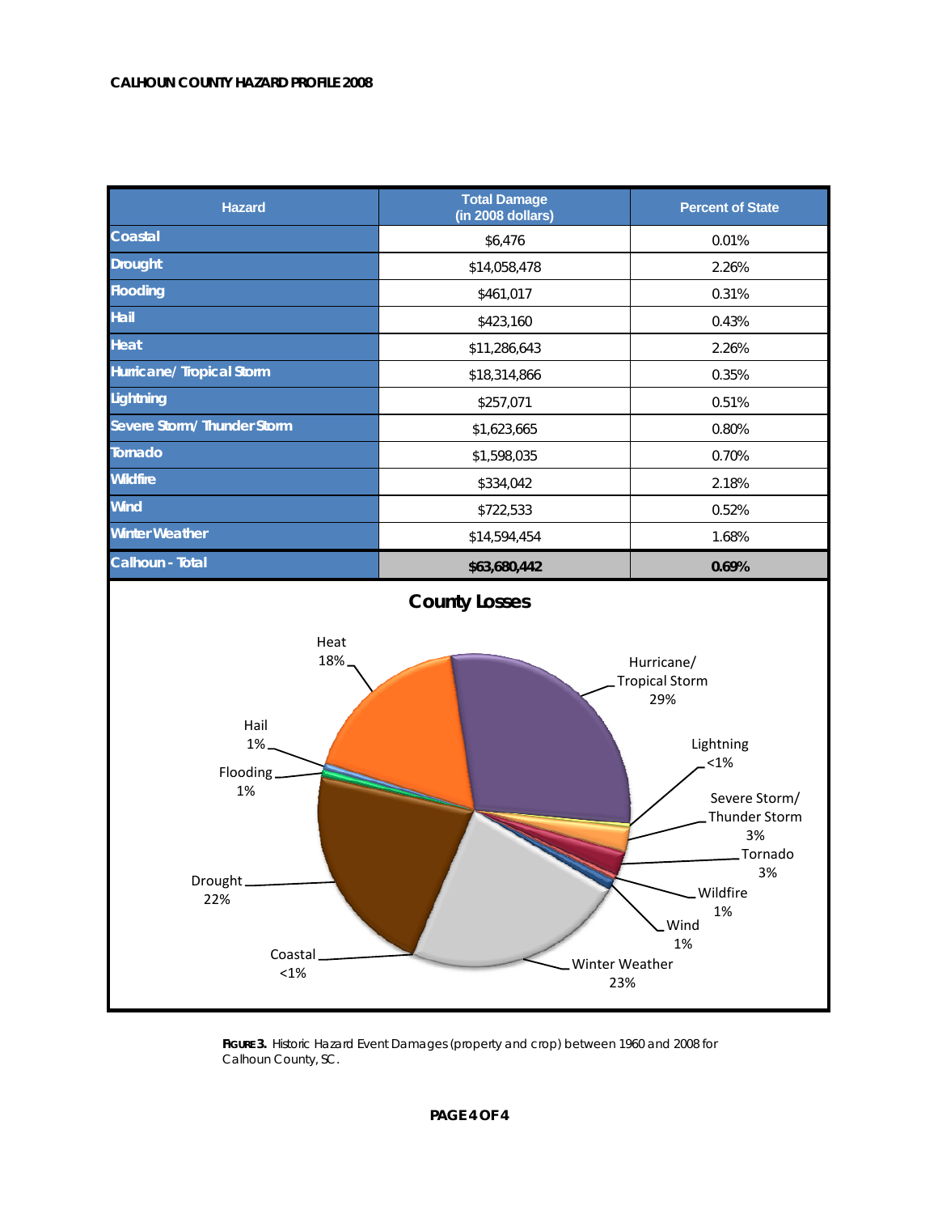| Hazard | Total Damage (in 2008 dollars) | Percent of State |
|---|---|---|
| Coastal | $6,476 | 0.01% |
| Drought | $14,058,478 | 2.26% |
| Flooding | $461,017 | 0.31% |
| Hail | $423,160 | 0.43% |
| Heat | $11,286,643 | 2.26% |
| Hurricane/ Tropical Storm | $18,314,866 | 0.35% |
| Lightning | $257,071 | 0.51% |
| Severe Storm/ Thunder Storm | $1,623,665 | 0.80% |
| Tornado | $1,598,035 | 0.70% |
| Wildfire | $334,042 | 2.18% |
| Wind | $722,533 | 0.52% |
| Winter Weather | $14,594,454 | 1.68% |
| **Calhoun - Total** | **$63,680,442** | **0.69%** |

**County Losses**

Heat 18%
Hurricane/ Tropical Storm 29%
Hail 1%
Lightning <1%
Flooding 1%
Severe Storm/ Thunder Storm 3%
Tornado 3%
Drought 22%
Wildfire 1%
Wind 1%
Coastal <1%
Winter Weather 23%

**FIGURE 3.** Historic Hazard Event Damages (property and crop) between 1960 and 2008 for Calhoun County, SC.